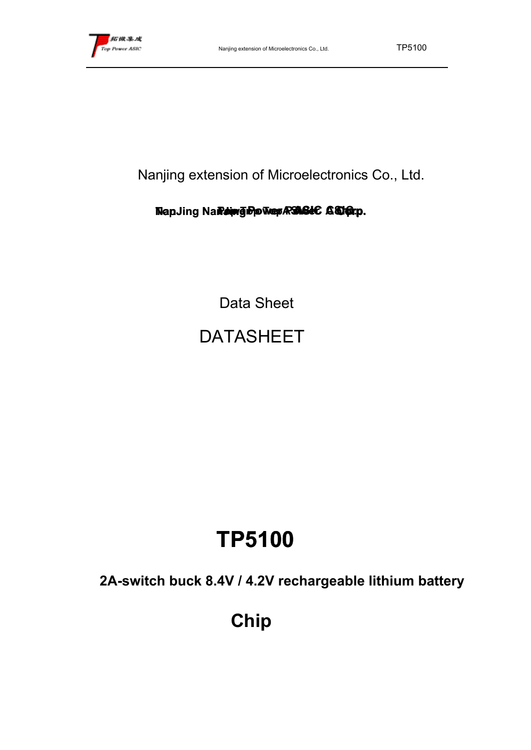Nanjing extension of Microelectronics Co., Ltd.

**NanJing Top Power ASIC Corp.**

Data Sheet

DATASHEET

# TP5100

**2A-switch buck 8.4V / 4.2V rechargeable lithium battery**

## Chip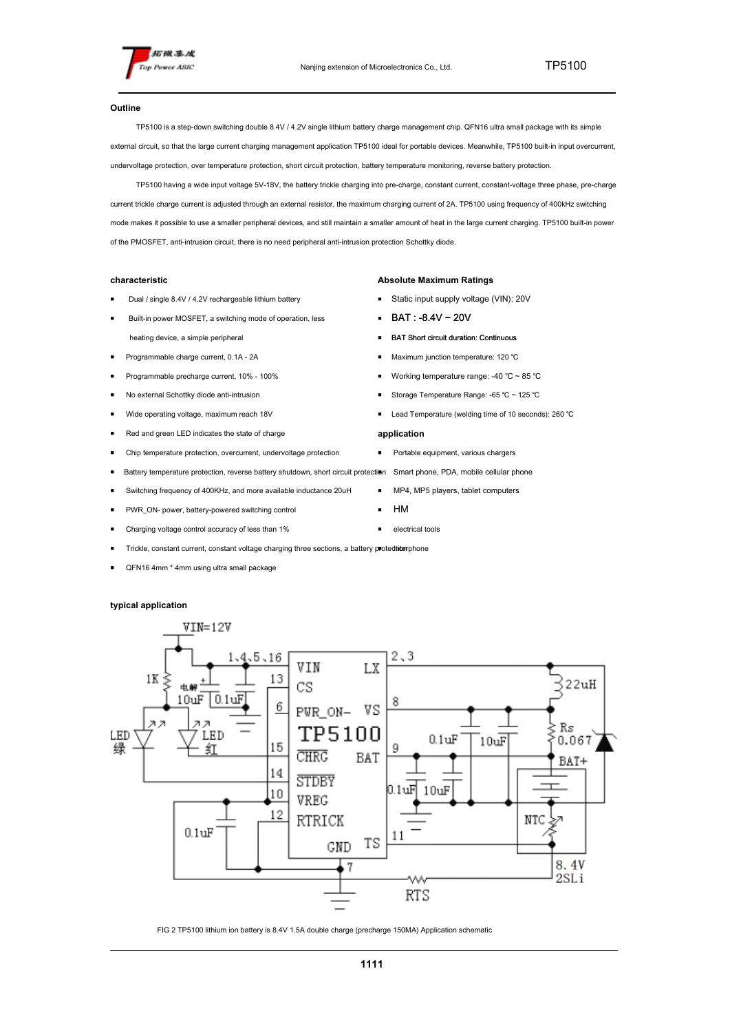## Outline

TP5100 is a step-down switching double 8.4V / 4.2V single lithium battery charge management chip. QFN16 ultra small package with its simple external circuit, so that the large current charging management application TP5100 ideal for portable devices. Meanwhile, TP5100 built-in input overcurrent, undervoltage protection, over temperature protection, short circuit protection, battery temperature monitoring, reverse battery protection.

TP5100 having a wide input voltage 5V-18V, the battery trickle charging into pre-charge, constant current, constant-voltage three phase, pre-charge current trickle charge current is adjusted through an external resistor, the maximum charging current of 2A. TP5100 using frequency of 400kHz switching mode makes it possible to use a smaller peripheral devices, and still maintain a smaller amount of heat in the large current charging. TP5100 built-in power of the PMOSFET, anti-intrusion circuit, there is no need peripheral anti-intrusion protection Schottky diode.

## characteristic

- Dual / single 8.4V / 4.2V rechargeable lithium battery
- Built-in power MOSFET, a switching mode of operation, less heating device, a simple peripheral
- Programmable charge current, 0.1A - 2A
- Programmable precharge current, 10% - 100%
- No external Schottky diode anti-intrusion
- Wide operating voltage, maximum reach 18V
- Red and green LED indicates the state of charge
- Chip temperature protection, overcurrent, undervoltage protection
- Battery temperature protection, reverse battery shutdown, short circuit protection
- Switching frequency of 400KHz, and more available inductance 20uH
- PWR_ON- power, battery-powered switching control
- Charging voltage control accuracy of less than 1%
- Trickle, constant current, constant voltage charging three sections, a battery protection
- QFN16 4mm * 4mm using ultra small package

## Absolute Maximum Ratings

- Static input supply voltage (VIN): 20V
- BAT : -8.4V ~ 20V
- BAT Short circuit duration: Continuous
- Maximum junction temperature: 120 ℃
- Working temperature range: -40 ℃ ~ 85 ℃
- Storage Temperature Range: -65 ℃ ~ 125 ℃
- Lead Temperature (welding time of 10 seconds): 260 ℃

## application

- Portable equipment, various chargers
- Smart phone, PDA, mobile cellular phone
- MP4, MP5 players, tablet computers
- HM
- electrical tools
- interphone

## typical application

FIG 2 TP5100 lithium ion battery is 8.4V 1.5A double charge (precharge 150MA) Application schematic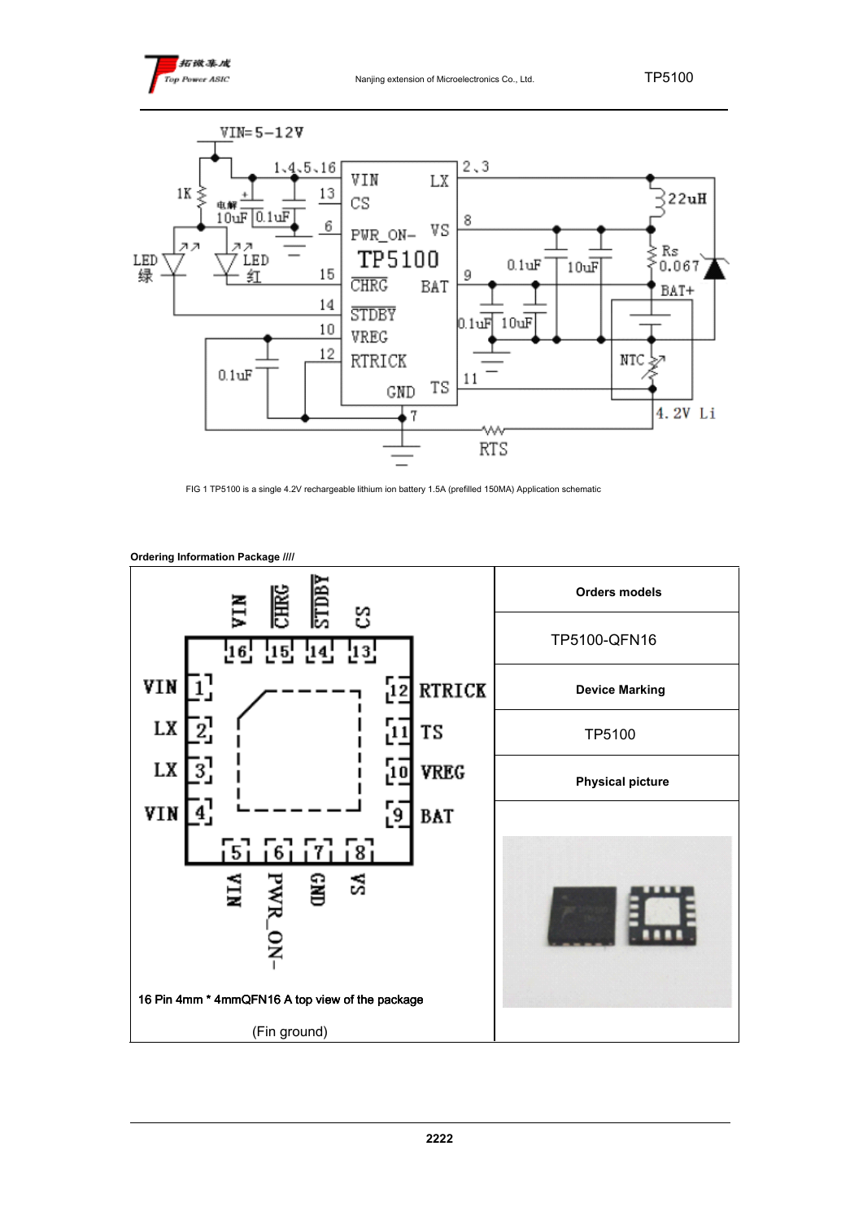FIG 1 TP5100 is a single 4.2V rechargeable lithium ion battery 1.5A (prefilled 150MA) Application schematic

**Ordering Information Package ////**

| 16 Pin 4mm * 4mmQFN16 A top view of the package (Fin ground) | Orders models |
|---|---|
| | TP5100-QFN16 |
| | **Device Marking** |
| | TP5100 |
| | **Physical picture** |

Pin assignments (top view):

| Pin | Name |
|---|---|
| 1 | VIN |
| 2 | LX |
| 3 | LX |
| 4 | VIN |
| 5 | VIN |
| 6 | PWR_ON- |
| 7 | GND |
| 8 | VS |
| 9 | BAT |
| 10 | VREG |
| 11 | TS |
| 12 | RTRICK |
| 13 | CS |
| 14 | STDBY |
| 15 | CHRG |
| 16 | VIN |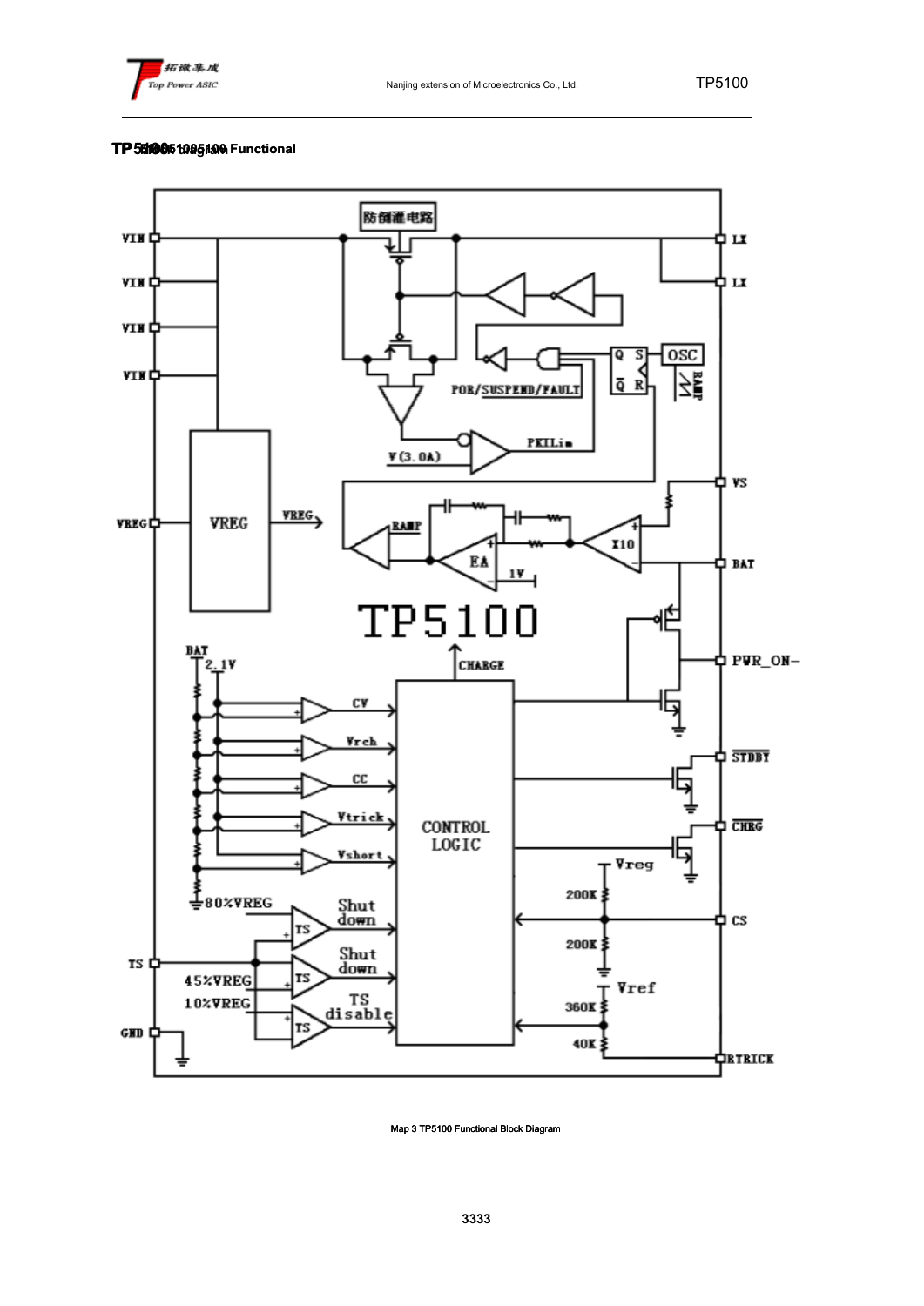**TP5100 Functional**

Map 3 TP5100 Functional Block Diagram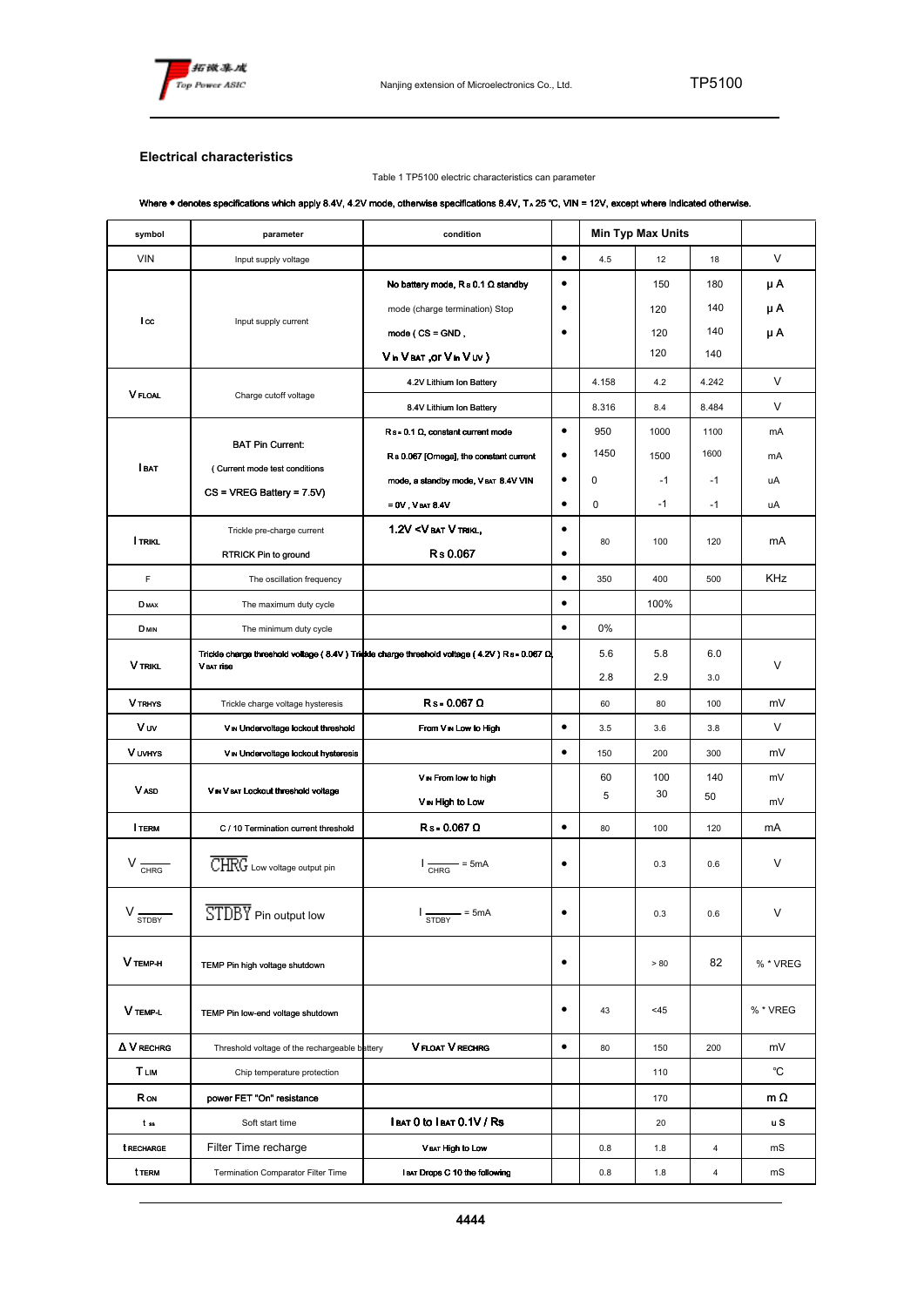## Electrical characteristics

Table 1 TP5100 electric characteristics can parameter

Where ● denotes specifications which apply 8.4V, 4.2V mode, otherwise specifications 8.4V, $T_A$ 25 ℃, VIN = 12V, except where indicated otherwise.

| symbol | parameter | condition | | Min | Typ | Max | Units |
|---|---|---|---|---|---|---|---|
| VIN | Input supply voltage | | ● | 4.5 | 12 | 18 | V |
| $I_{CC}$ | Input supply current | No battery mode, $R_S$ 0.1 Ω standby<br>mode (charge termination) Stop<br>mode ( CS = GND ,<br>$V_{in}$ $V_{BAT}$ ,or $V_{in}$ $V_{UV}$ ) | ●<br>●<br>● | | 150<br>120<br>120<br>120 | 180<br>140<br>140<br>140 | μ A<br>μ A<br>μ A |
| $V_{FLOAL}$ | Charge cutoff voltage | 4.2V Lithium Ion Battery | | 4.158 | 4.2 | 4.242 | V |
| | | 8.4V Lithium Ion Battery | | 8.316 | 8.4 | 8.484 | V |
| $I_{BAT}$ | BAT Pin Current:<br>( Current mode test conditions<br>CS = VREG Battery = 7.5V) | $R_S$ = 0.1 Ω, constant current mode<br>$R_S$ 0.067 [Omega], the constant current<br>mode, a standby mode, $V_{BAT}$ 8.4V VIN<br>= 0V , $V_{BAT}$ 8.4V | ●<br>●<br>●<br>● | 950<br>1450<br>0<br>0 | 1000<br>1500<br>-1<br>-1 | 1100<br>1600<br>-1<br>-1 | mA<br>mA<br>uA<br>uA |
| $I_{TRIKL}$ | Trickle pre-charge current<br>RTRICK Pin to ground | 1.2V < $V_{BAT}$ $V_{TRIKL}$,<br>$R_S$ 0.067 | ●<br>● | 80 | 100 | 120 | mA |
| F | The oscillation frequency | | ● | 350 | 400 | 500 | KHz |
| $D_{MAX}$ | The maximum duty cycle | | ● | | 100% | | |
| $D_{MIN}$ | The minimum duty cycle | | ● | 0% | | | |
| $V_{TRIKL}$ | Trickle charge threshold voltage ( 8.4V ) Trickle charge threshold voltage ( 4.2V ) $R_S$ = 0.067 Ω, $V_{BAT}$ rise | | | 5.6<br>2.8 | 5.8<br>2.9 | 6.0<br>3.0 | V |
| $V_{TRHYS}$ | Trickle charge voltage hysteresis | $R_S$ = 0.067 Ω | | 60 | 80 | 100 | mV |
| $V_{UV}$ | $V_{IN}$ Undervoltage lockout threshold | From $V_{IN}$ Low to High | ● | 3.5 | 3.6 | 3.8 | V |
| $V_{UVHYS}$ | $V_{IN}$ Undervoltage lockout hysteresis | | ● | 150 | 200 | 300 | mV |
| $V_{ASD}$ | $V_{IN}$ $V_{BAT}$ Lockout threshold voltage | $V_{IN}$ From low to high<br>$V_{IN}$ High to Low | | 60<br>5 | 100<br>30 | 140<br>50 | mV<br>mV |
| $I_{TERM}$ | C / 10 Termination current threshold | $R_S$ = 0.067 Ω | ● | 80 | 100 | 120 | mA |
| $V_{\overline{CHRG}}$ | $\overline{CHRG}$ Low voltage output pin | $I_{\overline{CHRG}}$ = 5mA | ● | | 0.3 | 0.6 | V |
| $V_{\overline{STDBY}}$ | $\overline{STDBY}$ Pin output low | $I_{\overline{STDBY}}$ = 5mA | ● | | 0.3 | 0.6 | V |
| $V_{TEMP-H}$ | TEMP Pin high voltage shutdown | | ● | | > 80 | 82 | % * VREG |
| $V_{TEMP-L}$ | TEMP Pin low-end voltage shutdown | | ● | 43 | <45 | | % * VREG |
| Δ $V_{RECHRG}$ | Threshold voltage of the rechargeable battery | $V_{FLOAT}$ $V_{RECHRG}$ | ● | 80 | 150 | 200 | mV |
| $T_{LIM}$ | Chip temperature protection | | | | 110 | | ℃ |
| $R_{ON}$ | power FET "On" resistance | | | | 170 | | m Ω |
| $t_{ss}$ | Soft start time | $I_{BAT}$ 0 to $I_{BAT}$ 0.1V / Rs | | | 20 | | u S |
| $t_{RECHARGE}$ | Filter Time recharge | $V_{BAT}$ High to Low | | 0.8 | 1.8 | 4 | mS |
| $t_{TERM}$ | Termination Comparator Filter Time | $I_{BAT}$ Drops C 10 the following | | 0.8 | 1.8 | 4 | mS |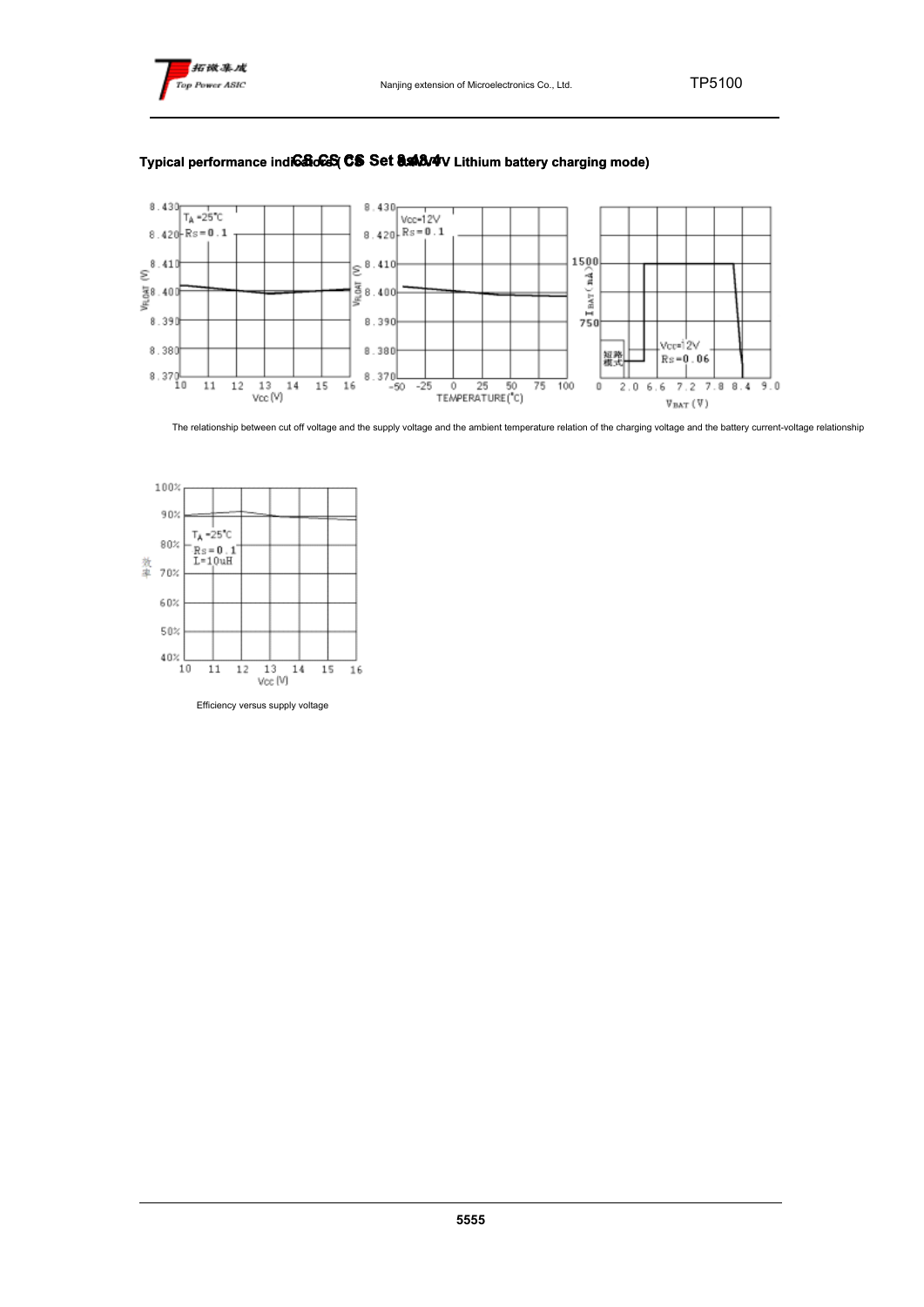## Typical performance indicators( CS Set 8.4V Lithium battery charging mode)

The relationship between cut off voltage and the supply voltage and the ambient temperature relation of the charging voltage and the battery current-voltage relationship

Efficiency versus supply voltage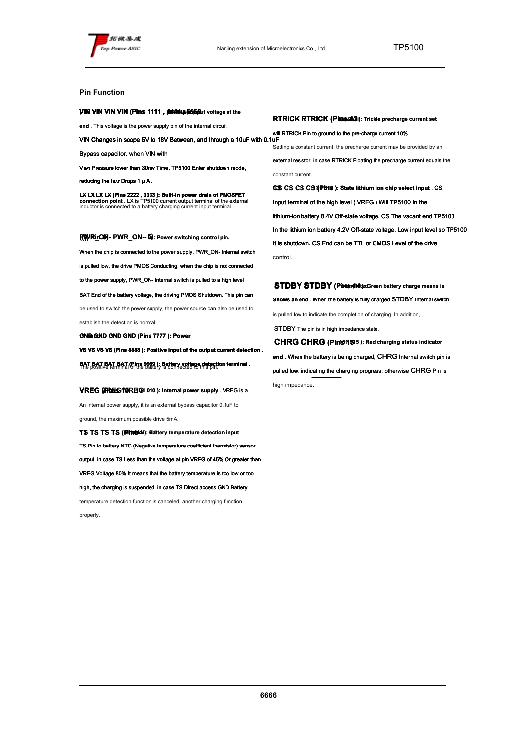## Pin Function

**VIN VIN VIN VIN (Pins 1111 , 4444 , 5555): Input voltage at the end** . This voltage is the power supply pin of the internal circuit, VIN Changes in scope 5V to 18V Between, and through a 10uF with 0.1uF Bypass capacitor. when VIN with $V_{BAT}$ Pressure lower than 30mv Time, TP5100 Enter shutdown mode, reducing the $I_{BAT}$ Drops 1 μ A .

**LX LX LX LX (Pins 2222 , 3333 ): Built-in power drain of PMOSFET connection point** . LX is TP5100 current output terminal of the external inductor is connected to a battery charging current input terminal.

**PWR_ON- PWR_ON- (Pin 6): Power switching control pin.** When the chip is connected to the power supply, PWR_ON- Internal switch is pulled low, the drive PMOS Conducting, when the chip is not connected to the power supply, PWR_ON- Internal switch is pulled to a high level BAT End of the battery voltage, the driving PMOS Shutdown. This pin can be used to switch the power supply, the power source can also be used to establish the detection is normal.

**GND GND GND GND (Pins 7777 ): Power**

**VS VS VS VS (Pins 8888 ): Positive input of the output current detection** .

**BAT BAT BAT BAT (Pins 9999 ): Battery voltage detection terminal** . The positive terminal of the battery is connected to this pin.

**VREG VREG (Pin 010 ): Internal power supply** . VREG is a An internal power supply, it is an external bypass capacitor 0.1uF to ground, the maximum possible drive 5mA.

**TS TS TS TS (Pin 11): Battery temperature detection input** TS Pin to battery NTC (Negative temperature coefficient thermistor) sensor output. In case TS Less than the voltage at pin VREG of 45% Or greater than VREG Voltage 80% It means that the battery temperature is too low or too high, the charging is suspended. In case TS Direct access GND Battery temperature detection function is canceled, another charging function properly.

**RTRICK RTRICK (Pin 12): Trickle precharge current set** will RTRICK Pin to ground to the pre-charge current 10% Setting a constant current, the precharge current may be provided by an external resistor. in case RTRICK Floating the precharge current equals the constant current.

**CS CS CS CS (Pin 13): State lithium ion chip select input** . CS Input terminal of the high level ( VREG ) Will TP5100 In the lithium-ion battery 8.4V Off-state voltage. CS The vacant end TP5100 In the lithium ion battery 4.2V Off-state voltage. Low input level so TP5100 It is shutdown. CS End can be TTL or CMOS Level of the drive control.

**STDBY STDBY (Pin 14): Green battery charge means is Shows an end** . When the battery is fully charged STDBY Internal switch is pulled low to indicate the completion of charging. In addition, STDBY The pin is in high impedance state.

**CHRG CHRG (Pin 15 ): Red charging status indicator end** . When the battery is being charged, CHRG Internal switch pin is pulled low, indicating the charging progress; otherwise CHRG Pin is high impedance.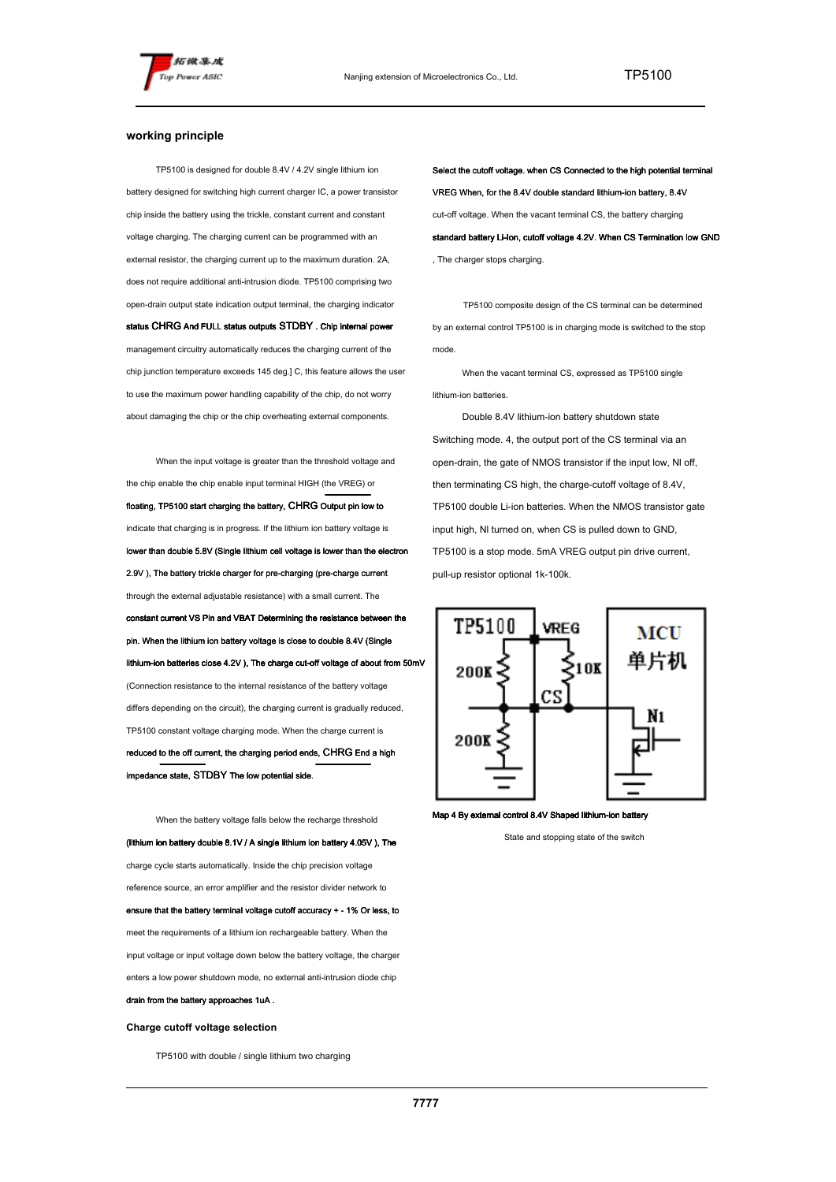## working principle

TP5100 is designed for double 8.4V / 4.2V single lithium ion battery designed for switching high current charger IC, a power transistor chip inside the battery using the trickle, constant current and constant voltage charging. The charging current can be programmed with an external resistor, the charging current up to the maximum duration. 2A, does not require additional anti-intrusion diode. TP5100 comprising two open-drain output state indication output terminal, the charging indicator status CHRG And FULL status outputs STDBY . Chip internal power management circuitry automatically reduces the charging current of the chip junction temperature exceeds 145 deg.] C, this feature allows the user to use the maximum power handling capability of the chip, do not worry about damaging the chip or the chip overheating external components.

When the input voltage is greater than the threshold voltage and the chip enable the chip enable input terminal HIGH (the VREG) or floating, TP5100 start charging the battery, CHRG Output pin low to indicate that charging is in progress. If the lithium ion battery voltage is lower than double 5.8V (Single lithium cell voltage is lower than the electron 2.9V ), The battery trickle charger for pre-charging (pre-charge current through the external adjustable resistance) with a small current. The constant current VS Pin and VBAT Determining the resistance between the pin. When the lithium ion battery voltage is close to double 8.4V (Single lithium-ion batteries close 4.2V ), The charge cut-off voltage of about from 50mV (Connection resistance to the internal resistance of the battery voltage differs depending on the circuit), the charging current is gradually reduced, TP5100 constant voltage charging mode. When the charge current is reduced to the off current, the charging period ends, CHRG End a high impedance state, STDBY The low potential side.

When the battery voltage falls below the recharge threshold (lithium ion battery double 8.1V / A single lithium ion battery 4.05V ), The charge cycle starts automatically. Inside the chip precision voltage reference source, an error amplifier and the resistor divider network to ensure that the battery terminal voltage cutoff accuracy + - 1% Or less, to meet the requirements of a lithium ion rechargeable battery. When the input voltage or input voltage down below the battery voltage, the charger enters a low power shutdown mode, no external anti-intrusion diode chip drain from the battery approaches 1uA .

## Charge cutoff voltage selection

TP5100 with double / single lithium two charging

Select the cutoff voltage. when CS Connected to the high potential terminal VREG When, for the 8.4V double standard lithium-ion battery, 8.4V cut-off voltage. When the vacant terminal CS, the battery charging standard battery Li-Ion, cutoff voltage 4.2V. When CS Termination low GND , The charger stops charging.

TP5100 composite design of the CS terminal can be determined by an external control TP5100 is in charging mode is switched to the stop mode.

When the vacant terminal CS, expressed as TP5100 single lithium-ion batteries.

Double 8.4V lithium-ion battery shutdown state

Switching mode. 4, the output port of the CS terminal via an open-drain, the gate of NMOS transistor if the input low, NI off, then terminating CS high, the charge-cutoff voltage of 8.4V, TP5100 double Li-ion batteries. When the NMOS transistor gate input high, NI turned on, when CS is pulled down to GND, TP5100 is a stop mode. 5mA VREG output pin drive current, pull-up resistor optional 1k-100k.

Map 4 By external control 8.4V Shaped lithium-ion battery

State and stopping state of the switch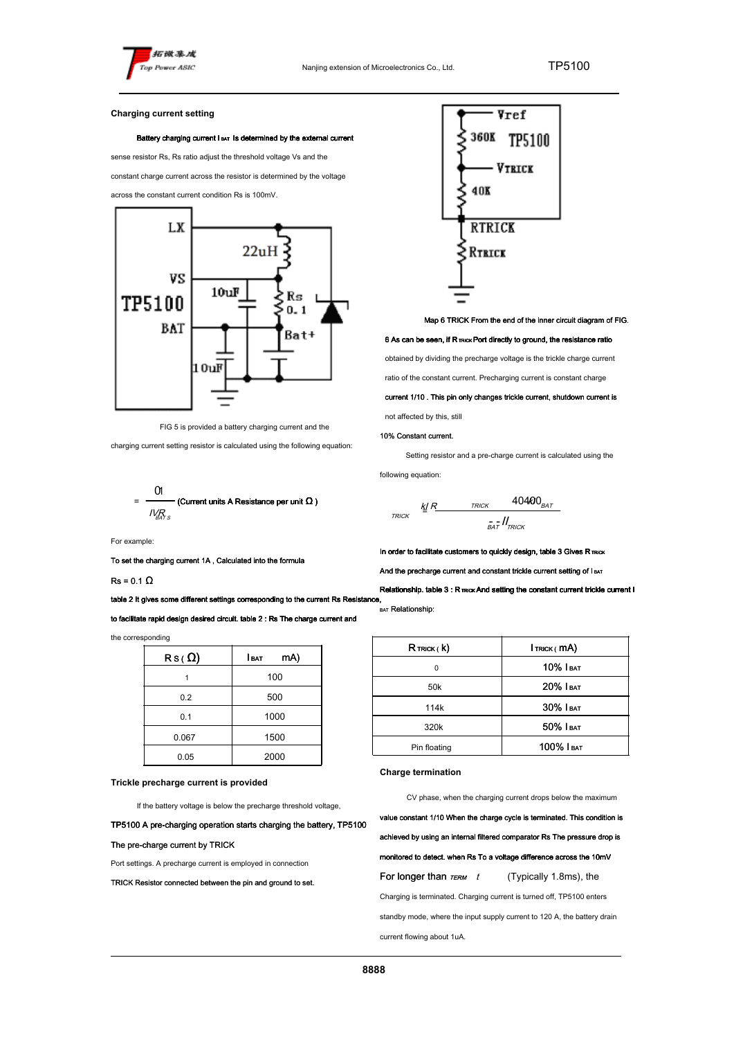## Charging current setting

Battery charging current $I_{BAT}$ Is determined by the external current sense resistor Rs, Rs ratio adjust the threshold voltage Vs and the constant charge current across the resistor is determined by the voltage across the constant current condition Rs is 100mV.

FIG 5 is provided a battery charging current and the charging current setting resistor is calculated using the following equation:

$$R_S = \frac{0.1}{I_{BAT}}$$

(Current units A Resistance per unit Ω )

For example:

To set the charging current 1A , Calculated into the formula

Rs = 0.1 Ω

table 2 It gives some different settings corresponding to the current Rs Resistance, to facilitate rapid design desired circuit. table 2 : Rs The charge current and the corresponding

| $R_S$ ( Ω) | $I_{BAT}$ mA) |
|---|---|
| 1 | 100 |
| 0.2 | 500 |
| 0.1 | 1000 |
| 0.067 | 1500 |
| 0.05 | 2000 |

## Trickle precharge current is provided

If the battery voltage is below the precharge threshold voltage, TP5100 A pre-charging operation starts charging the battery, TP5100 The pre-charge current by TRICK Port settings. A precharge current is employed in connection TRICK Resistor connected between the pin and ground to set.

Map 6 TRICK From the end of the inner circuit diagram of FIG.

6 As can be seen, if $R_{TRICK}$ Port directly to ground, the resistance ratio obtained by dividing the precharge voltage is the trickle charge current ratio of the constant current. Precharging current is constant charge current 1/10 . This pin only changes trickle current, shutdown current is not affected by this, still

10% Constant current.

Setting resistor and a pre-charge current is calculated using the following equation:

$$R_{TRICK}(k) = \frac{40 I_{BAT}}{I_{BAT} - I_{TRICK}} - 40$$

In order to facilitate customers to quickly design, table 3 Gives $R_{TRICK}$ And the precharge current and constant trickle current setting of $I_{BAT}$ Relationship. table 3 : $R_{TRICK}$ And setting the constant current trickle current $I_{BAT}$ Relationship:

| $R_{TRICK}$ ( k) | $I_{TRICK}$ ( mA) |
|---|---|
| 0 | 10% $I_{BAT}$ |
| 50k | 20% $I_{BAT}$ |
| 114k | 30% $I_{BAT}$ |
| 320k | 50% $I_{BAT}$ |
| Pin floating | 100% $I_{BAT}$ |

## Charge termination

CV phase, when the charging current drops below the maximum value constant 1/10 When the charge cycle is terminated. This condition is achieved by using an internal filtered comparator Rs The pressure drop is monitored to detect. when Rs To a voltage difference across the 10mV For longer than $t_{TERM}$ (Typically 1.8ms), the Charging is terminated. Charging current is turned off, TP5100 enters standby mode, where the input supply current to 120 A, the battery drain current flowing about 1uA.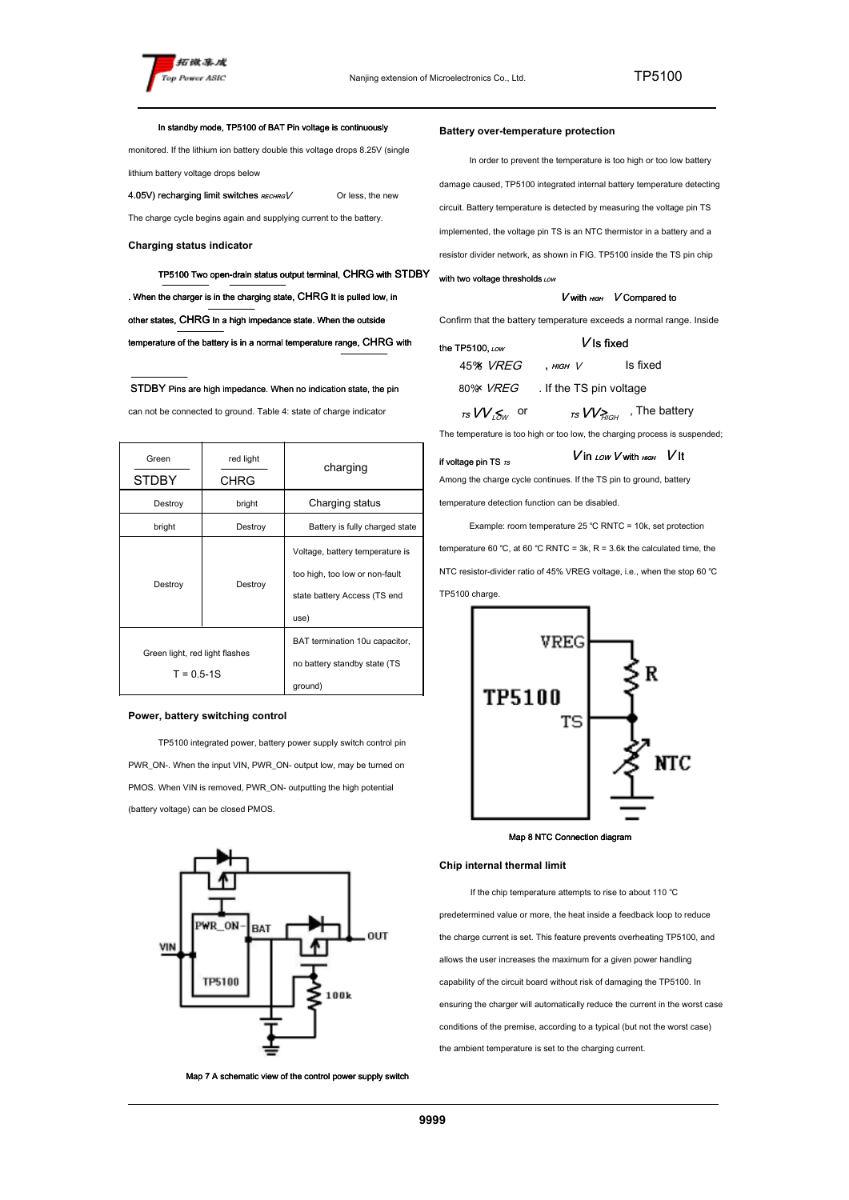In standby mode, TP5100 of BAT Pin voltage is continuously monitored. If the lithium ion battery double this voltage drops 8.25V (single lithium battery voltage drops below 4.05V) recharging limit switches $V_{RECHRG}$ Or less, the new The charge cycle begins again and supplying current to the battery.

### Charging status indicator

TP5100 Two open-drain status output terminal, CHRG with STDBY . When the charger is in the charging state, CHRG It is pulled low, in other states, CHRG In a high impedance state. When the outside temperature of the battery is in a normal temperature range, CHRG with STDBY Pins are high impedance. When no indication state, the pin can not be connected to ground. Table 4: state of charge indicator

| Green STDBY | red light CHRG | charging |
|---|---|---|
| Destroy | bright | Charging status |
| bright | Destroy | Battery is fully charged state |
| Destroy | Destroy | Voltage, battery temperature is too high, too low or non-fault state battery Access (TS end use) |
| Green light, red light flashes T = 0.5-1S | | BAT termination 10u capacitor, no battery standby state (TS ground) |

### Power, battery switching control

TP5100 integrated power, battery power supply switch control pin PWR_ON-. When the input VIN, PWR_ON- output low, may be turned on PMOS. When VIN is removed, PWR_ON- outputting the high potential (battery voltage) can be closed PMOS.

Map 7 A schematic view of the control power supply switch

### Battery over-temperature protection

In order to prevent the temperature is too high or too low battery damage caused, TP5100 integrated internal battery temperature detecting circuit. Battery temperature is detected by measuring the voltage pin TS implemented, the voltage pin TS is an NTC thermistor in a battery and a resistor divider network, as shown in FIG. TP5100 inside the TS pin chip with two voltage thresholds $V_{LOW}$ with $V_{HIGH}$ Compared to Confirm that the battery temperature exceeds a normal range. Inside the TP5100, $V_{LOW}$ Is fixed 45% $V_{REG}$, $V_{HIGH}$ Is fixed 80% $V_{REG}$. If the TS pin voltage $V_{TS} < V_{LOW}$ or $V_{TS} > V_{HIGH}$, The battery The temperature is too high or too low, the charging process is suspended; if voltage pin TS $V_{TS}$ in $V_{LOW}$ with $V_{HIGH}$ It Among the charge cycle continues. If the TS pin to ground, battery temperature detection function can be disabled.

Example: room temperature 25 ℃ RNTC = 10k, set protection temperature 60 ℃, at 60 ℃ RNTC = 3k, R = 3.6k the calculated time, the NTC resistor-divider ratio of 45% VREG voltage, i.e., when the stop 60 ℃ TP5100 charge.

Map 8 NTC Connection diagram

### Chip internal thermal limit

If the chip temperature attempts to rise to about 110 ℃ predetermined value or more, the heat inside a feedback loop to reduce the charge current is set. This feature prevents overheating TP5100, and allows the user increases the maximum for a given power handling capability of the circuit board without risk of damaging the TP5100. In ensuring the charger will automatically reduce the current in the worst case conditions of the premise, according to a typical (but not the worst case) the ambient temperature is set to the charging current.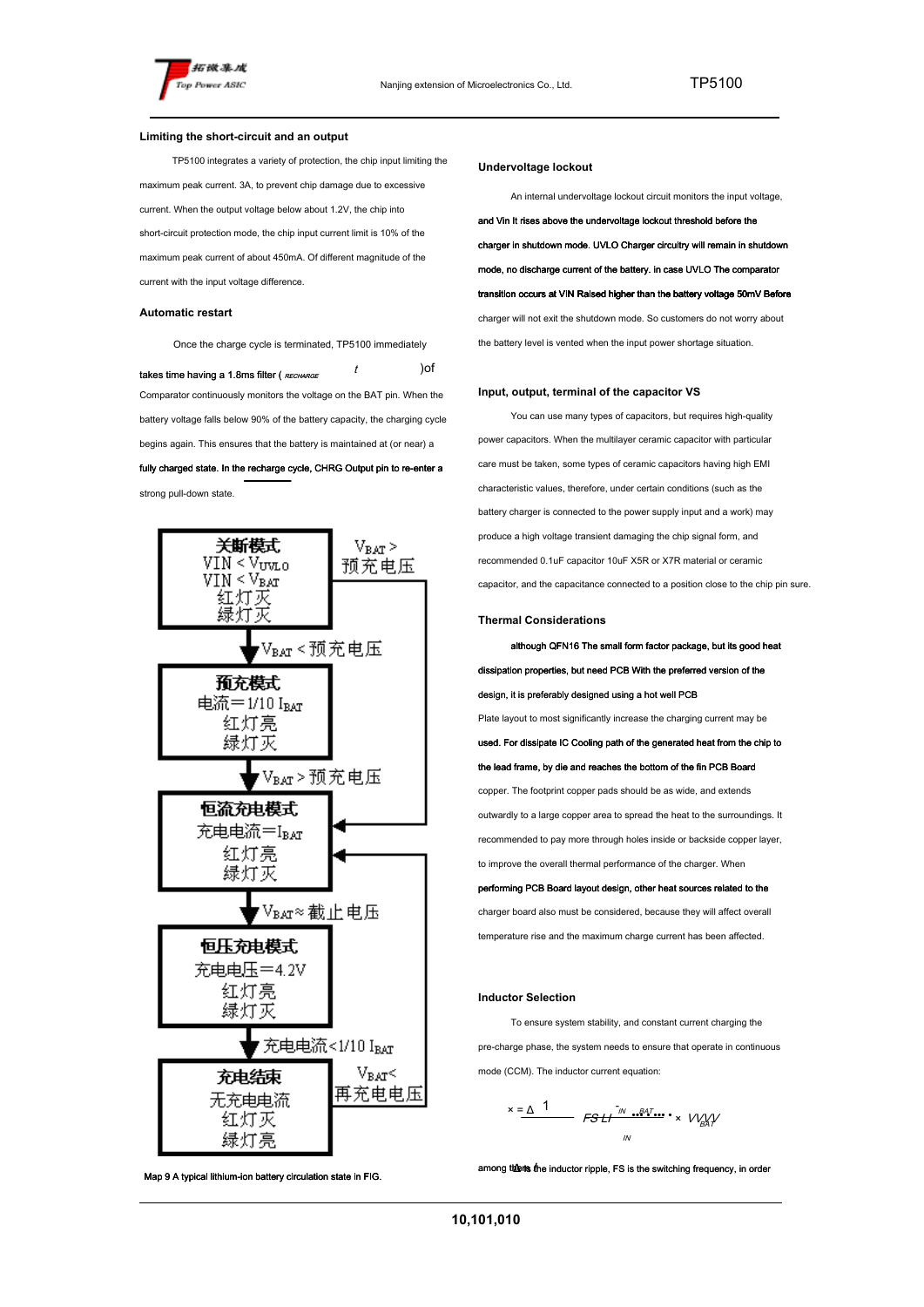## Limiting the short-circuit and an output

TP5100 integrates a variety of protection, the chip input limiting the maximum peak current. 3A, to prevent chip damage due to excessive current. When the output voltage below about 1.2V, the chip into short-circuit protection mode, the chip input current limit is 10% of the maximum peak current of about 450mA. Of different magnitude of the current with the input voltage difference.

## Automatic restart

Once the charge cycle is terminated, TP5100 immediately takes time having a 1.8ms filter ( $t_{RECHARGE}$ )of Comparator continuously monitors the voltage on the BAT pin. When the battery voltage falls below 90% of the battery capacity, the charging cycle begins again. This ensures that the battery is maintained at (or near) a fully charged state. In the recharge cycle, CHRG Output pin to re-enter a strong pull-down state.

关断模式
VIN < $V_{UVLO}$
VIN < $V_{BAT}$
红灯灭
绿灯灭

$V_{BAT}$ > 预充电压

$V_{BAT}$ < 预充电压

预充模式
电流＝1/10 $I_{BAT}$
红灯亮
绿灯灭

$V_{BAT}$ > 预充电压

恒流充电模式
充电电流＝$I_{BAT}$
红灯亮
绿灯灭

$V_{BAT}$ ≈ 截止电压

恒压充电模式
充电电压＝4.2V
红灯亮
绿灯灭

充电电流 < 1/10 $I_{BAT}$

充电结束
无充电电流
红灯灭
绿灯亮

$V_{BAT}$ < 再充电电压

Map 9 A typical lithium-ion battery circulation state in FIG.

## Undervoltage lockout

An internal undervoltage lockout circuit monitors the input voltage, and Vin It rises above the undervoltage lockout threshold before the charger in shutdown mode. UVLO Charger circuitry will remain in shutdown mode, no discharge current of the battery. in case UVLO The comparator transition occurs at VIN Raised higher than the battery voltage 50mV Before charger will not exit the shutdown mode. So customers do not worry about the battery level is vented when the input power shortage situation.

## Input, output, terminal of the capacitor VS

You can use many types of capacitors, but requires high-quality power capacitors. When the multilayer ceramic capacitor with particular care must be taken, some types of ceramic capacitors having high EMI characteristic values, therefore, under certain conditions (such as the battery charger is connected to the power supply input and a work) may produce a high voltage transient damaging the chip signal form, and recommended 0.1uF capacitor 10uF X5R or X7R material or ceramic capacitor, and the capacitance connected to a position close to the chip pin sure.

## Thermal Considerations

although QFN16 The small form factor package, but its good heat dissipation properties, but need PCB With the preferred version of the design, it is preferably designed using a hot well PCB Plate layout to most significantly increase the charging current may be used. For dissipate IC Cooling path of the generated heat from the chip to the lead frame, by die and reaches the bottom of the fin PCB Board copper. The footprint copper pads should be as wide, and extends outwardly to a large copper area to spread the heat to the surroundings. It recommended to pay more through holes inside or backside copper layer, to improve the overall thermal performance of the charger. When performing PCB Board layout design, other heat sources related to the charger board also must be considered, because they will affect overall temperature rise and the maximum charge current has been affected.

## Inductor Selection

To ensure system stability, and constant current charging the pre-charge phase, the system needs to ensure that operate in continuous mode (CCM). The inductor current equation:

$$\Delta I = \frac{1}{FS \cdot L} \cdot \frac{V_{IN} - V_{BAT}}{V_{IN}} \cdot V_{BAT}$$

among them $\Delta I$ is the inductor ripple, FS is the switching frequency, in order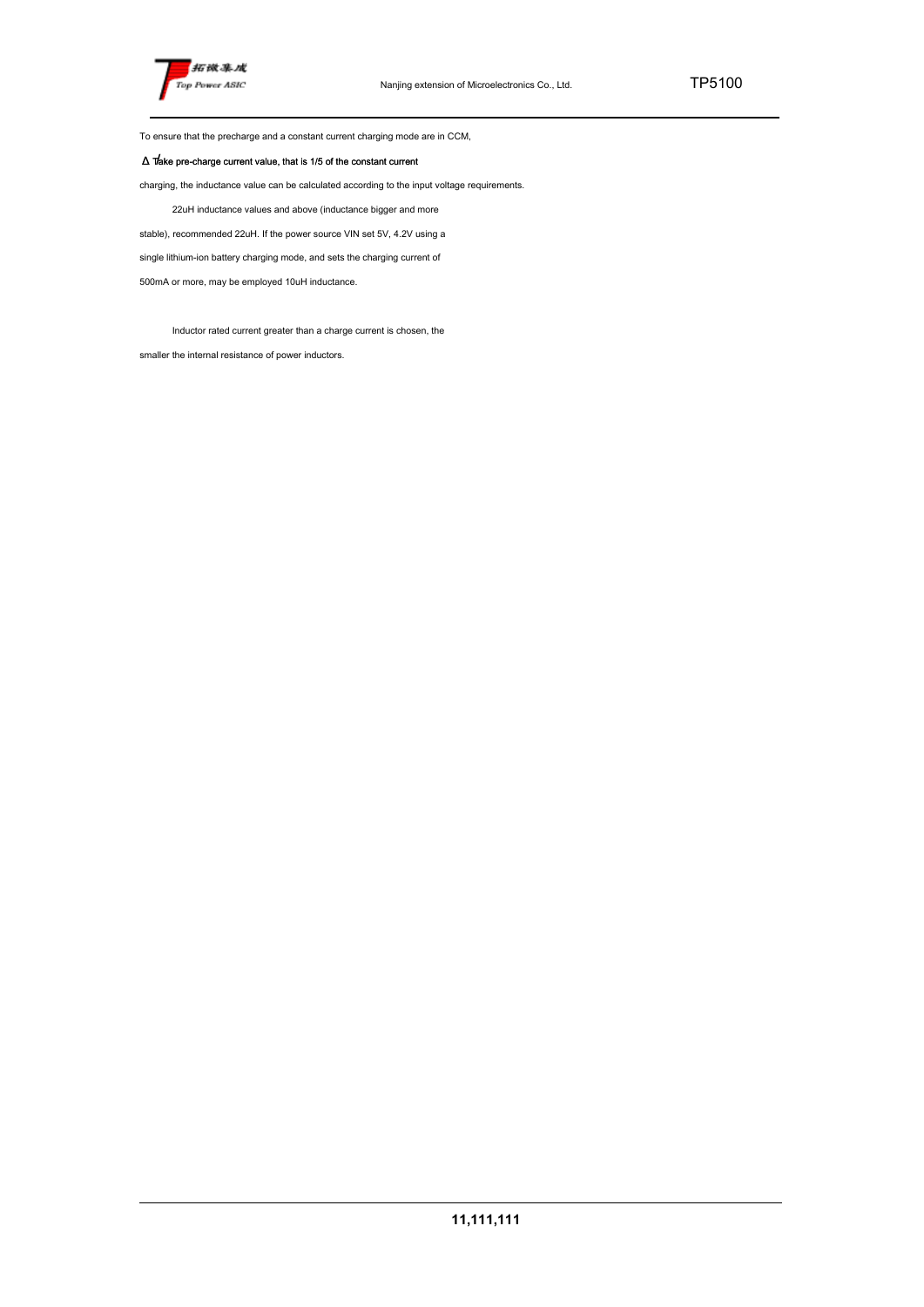To ensure that the precharge and a constant current charging mode are in CCM,

Δ Take pre-charge current value, that is 1/5 of the constant current

charging, the inductance value can be calculated according to the input voltage requirements.

22uH inductance values and above (inductance bigger and more stable), recommended 22uH. If the power source VIN set 5V, 4.2V using a single lithium-ion battery charging mode, and sets the charging current of 500mA or more, may be employed 10uH inductance.

Inductor rated current greater than a charge current is chosen, the smaller the internal resistance of power inductors.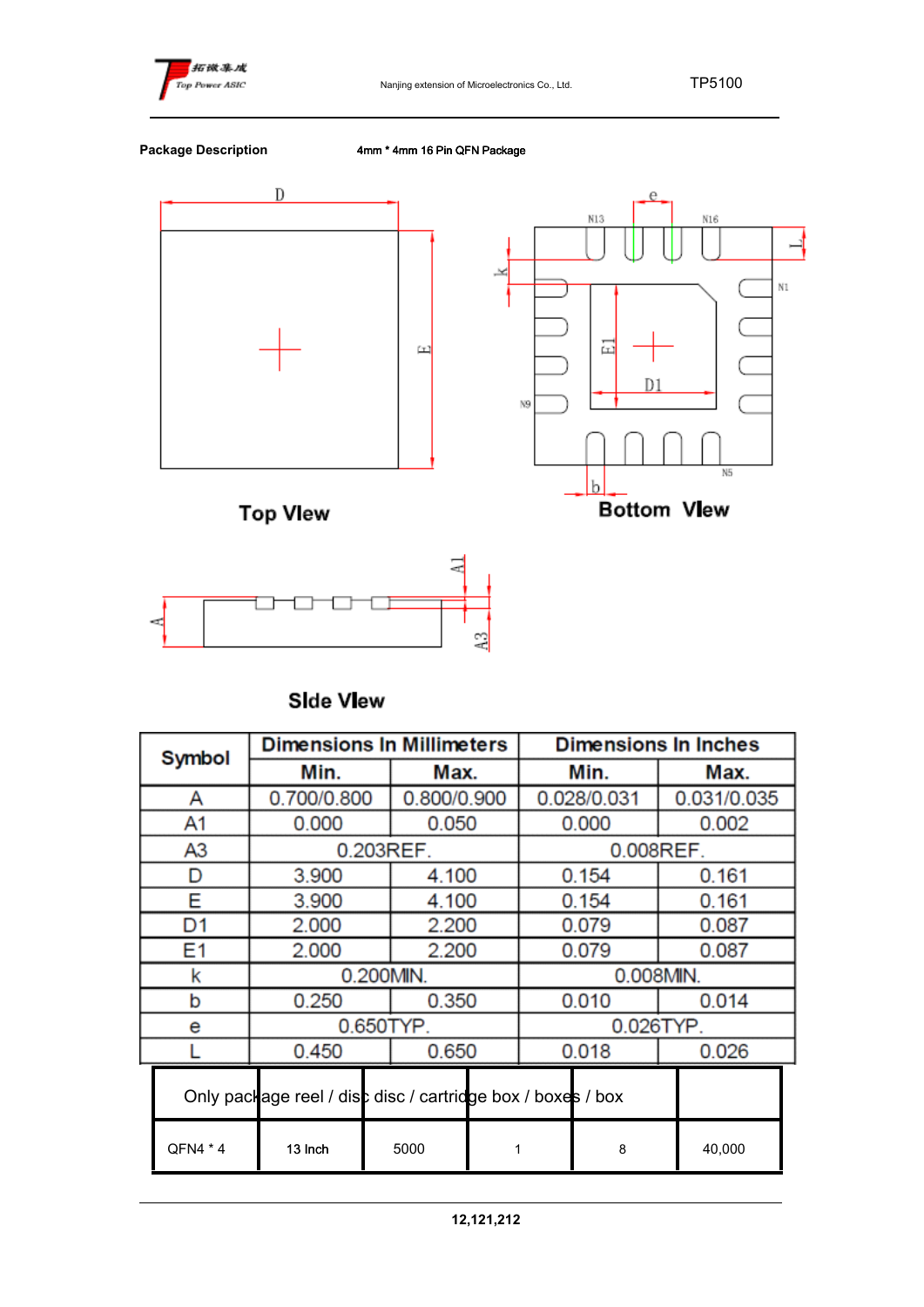**Package Description** 4mm * 4mm 16 Pin QFN Package

Top View

Bottom View

Side View

| Symbol | Dimensions In Millimeters | | Dimensions In Inches | |
|---|---|---|---|---|
| | Min. | Max. | Min. | Max. |
| A | 0.700/0.800 | 0.800/0.900 | 0.028/0.031 | 0.031/0.035 |
| A1 | 0.000 | 0.050 | 0.000 | 0.002 |
| A3 | 0.203REF. | | 0.008REF. | |
| D | 3.900 | 4.100 | 0.154 | 0.161 |
| E | 3.900 | 4.100 | 0.154 | 0.161 |
| D1 | 2.000 | 2.200 | 0.079 | 0.087 |
| E1 | 2.000 | 2.200 | 0.079 | 0.087 |
| k | 0.200MIN. | | 0.008MIN. | |
| b | 0.250 | 0.350 | 0.010 | 0.014 |
| e | 0.650TYP. | | 0.026TYP. | |
| L | 0.450 | 0.650 | 0.018 | 0.026 |

| Only package reel / disc disc / cartridge box / boxes / box | | | | | |
|---|---|---|---|---|---|
| QFN4 * 4 | 13 Inch | 5000 | 1 | 8 | 40,000 |

12,121,212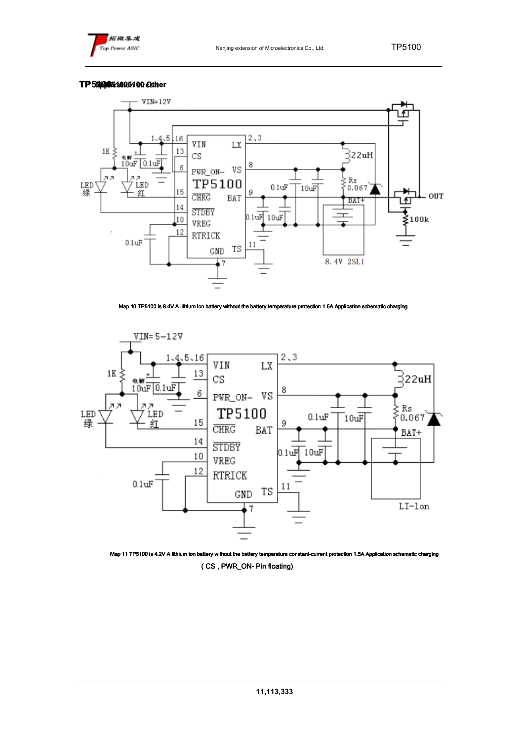**TP5100 application other**

VIN=12V

1K

电解 10uF 0.1uF

LED 绿

LED 红

1、4、5、16
13
6
15
14
10
12

VIN
CS
PWR_ON-
CHRG
STBDY
VREG
RTRICK
GND
TS
LX
VS
BAT

TP5100

2、3
8
9
11
7

22uH
Rs 0.067
BAT+
0.1uF 10uF
0.1uF 10uF
0.1uF

8.4V 2SLi

OUT
100k

Map 10 TP5100 is 8.4V A lithium ion battery without the battery temperature protection 1.5A Application schematic charging

VIN=5-12V

1K

电解 10uF 0.1uF

LED 绿

LED 红

1、4、5、16
13
6
15
14
10
12

VIN
CS
PWR_ON-
CHRG
STDBY
VREG
RTRICK
GND
TS
LX
VS
BAT

TP5100

2、3
8
9
11
7

22uH
Rs 0.067
BAT+
0.1uF 10uF
0.1uF 10uF
0.1uF

LI-Ion

Map 11 TP5100 is 4.2V A lithium ion battery without the battery temperature constant-current protection 1.5A Application schematic charging

( CS , PWR_ON- Pin floating)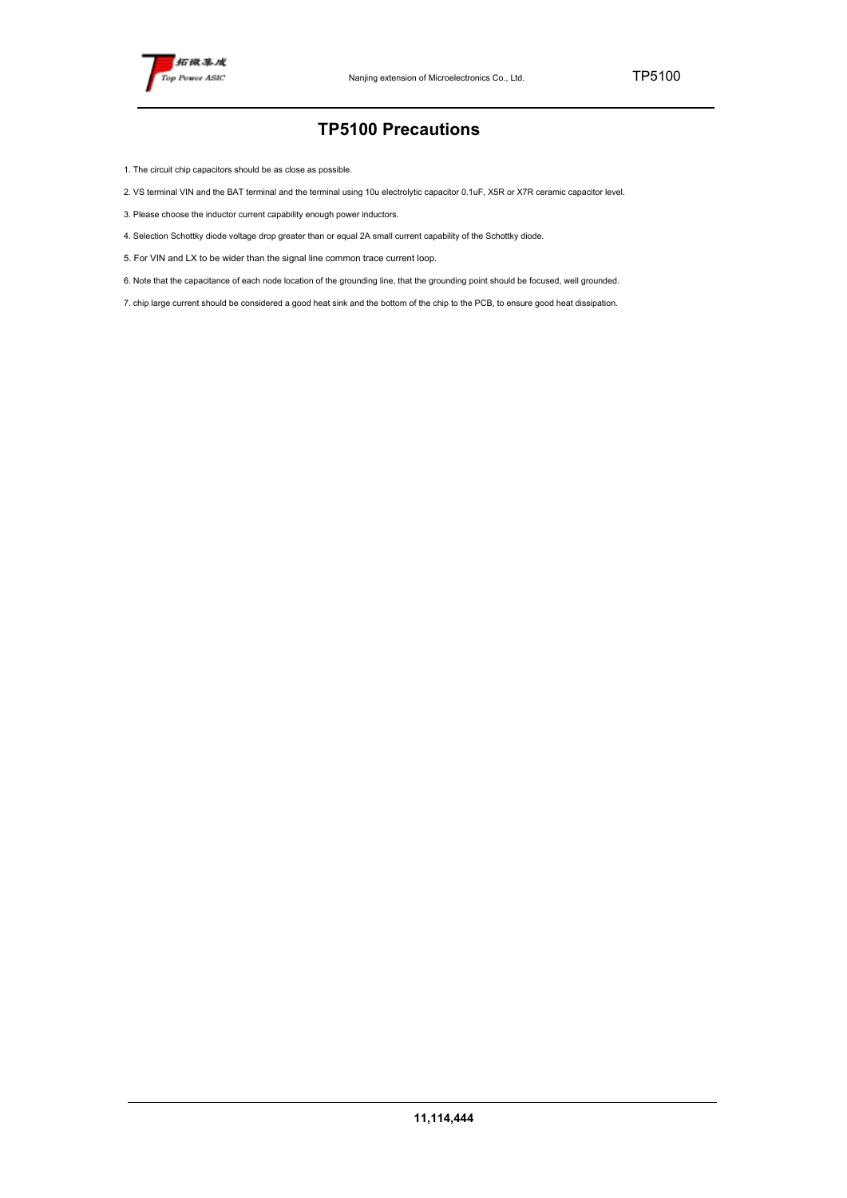# TP5100 Precautions

1. The circuit chip capacitors should be as close as possible.

2. VS terminal VIN and the BAT terminal and the terminal using 10u electrolytic capacitor 0.1uF, X5R or X7R ceramic capacitor level.

3. Please choose the inductor current capability enough power inductors.

4. Selection Schottky diode voltage drop greater than or equal 2A small current capability of the Schottky diode.

5. For VIN and LX to be wider than the signal line common trace current loop.

6. Note that the capacitance of each node location of the grounding line, that the grounding point should be focused, well grounded.

7. chip large current should be considered a good heat sink and the bottom of the chip to the PCB, to ensure good heat dissipation.